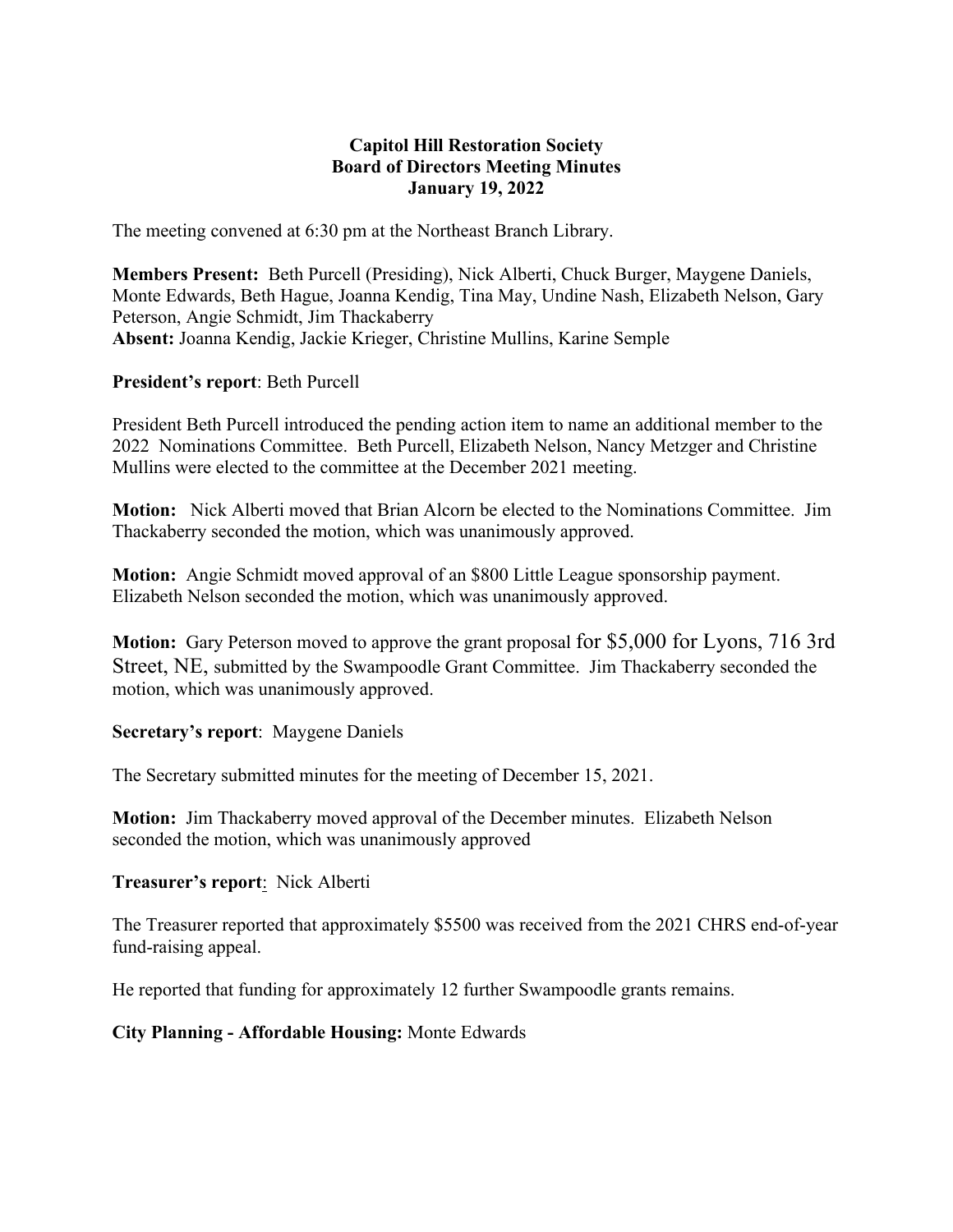**Capitol Hill Restoration Society**
**Board of Directors Meeting Minutes**
**January 19, 2022**

The meeting convened at 6:30 pm at the Northeast Branch Library.

**Members Present:** Beth Purcell (Presiding), Nick Alberti, Chuck Burger, Maygene Daniels, Monte Edwards, Beth Hague, Joanna Kendig, Tina May, Undine Nash, Elizabeth Nelson, Gary Peterson, Angie Schmidt, Jim Thackaberry
**Absent:** Joanna Kendig, Jackie Krieger, Christine Mullins, Karine Semple

**President's report**: Beth Purcell

President Beth Purcell introduced the pending action item to name an additional member to the 2022 Nominations Committee. Beth Purcell, Elizabeth Nelson, Nancy Metzger and Christine Mullins were elected to the committee at the December 2021 meeting.

**Motion:** Nick Alberti moved that Brian Alcorn be elected to the Nominations Committee. Jim Thackaberry seconded the motion, which was unanimously approved.

**Motion:** Angie Schmidt moved approval of an $800 Little League sponsorship payment. Elizabeth Nelson seconded the motion, which was unanimously approved.

**Motion:** Gary Peterson moved to approve the grant proposal for $5,000 for Lyons, 716 3rd Street, NE, submitted by the Swampoodle Grant Committee. Jim Thackaberry seconded the motion, which was unanimously approved.

**Secretary's report**: Maygene Daniels

The Secretary submitted minutes for the meeting of December 15, 2021.

**Motion:** Jim Thackaberry moved approval of the December minutes. Elizabeth Nelson seconded the motion, which was unanimously approved

**Treasurer's report**: Nick Alberti

The Treasurer reported that approximately $5500 was received from the 2021 CHRS end-of-year fund-raising appeal.

He reported that funding for approximately 12 further Swampoodle grants remains.

**City Planning - Affordable Housing:** Monte Edwards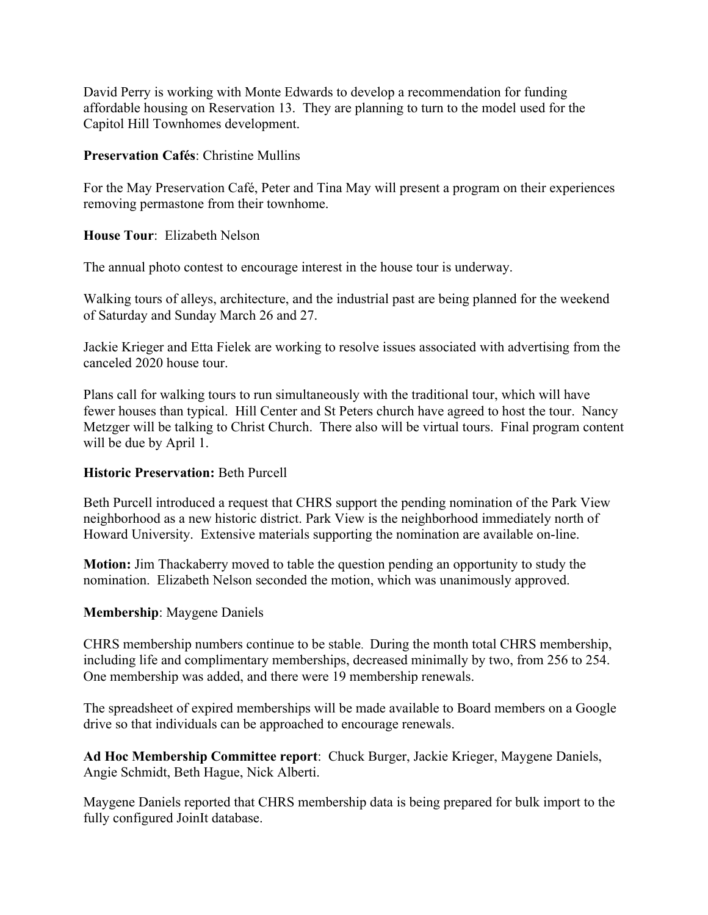David Perry is working with Monte Edwards to develop a recommendation for funding affordable housing on Reservation 13. They are planning to turn to the model used for the Capitol Hill Townhomes development.

**Preservation Cafés**: Christine Mullins

For the May Preservation Café, Peter and Tina May will present a program on their experiences removing permastone from their townhome.

**House Tour**: Elizabeth Nelson

The annual photo contest to encourage interest in the house tour is underway.

Walking tours of alleys, architecture, and the industrial past are being planned for the weekend of Saturday and Sunday March 26 and 27.

Jackie Krieger and Etta Fielek are working to resolve issues associated with advertising from the canceled 2020 house tour.

Plans call for walking tours to run simultaneously with the traditional tour, which will have fewer houses than typical. Hill Center and St Peters church have agreed to host the tour. Nancy Metzger will be talking to Christ Church. There also will be virtual tours. Final program content will be due by April 1.

**Historic Preservation:** Beth Purcell

Beth Purcell introduced a request that CHRS support the pending nomination of the Park View neighborhood as a new historic district. Park View is the neighborhood immediately north of Howard University. Extensive materials supporting the nomination are available on-line.

**Motion:** Jim Thackaberry moved to table the question pending an opportunity to study the nomination. Elizabeth Nelson seconded the motion, which was unanimously approved.

**Membership**: Maygene Daniels

CHRS membership numbers continue to be stable. During the month total CHRS membership, including life and complimentary memberships, decreased minimally by two, from 256 to 254. One membership was added, and there were 19 membership renewals.

The spreadsheet of expired memberships will be made available to Board members on a Google drive so that individuals can be approached to encourage renewals.

**Ad Hoc Membership Committee report**: Chuck Burger, Jackie Krieger, Maygene Daniels, Angie Schmidt, Beth Hague, Nick Alberti.

Maygene Daniels reported that CHRS membership data is being prepared for bulk import to the fully configured JoinIt database.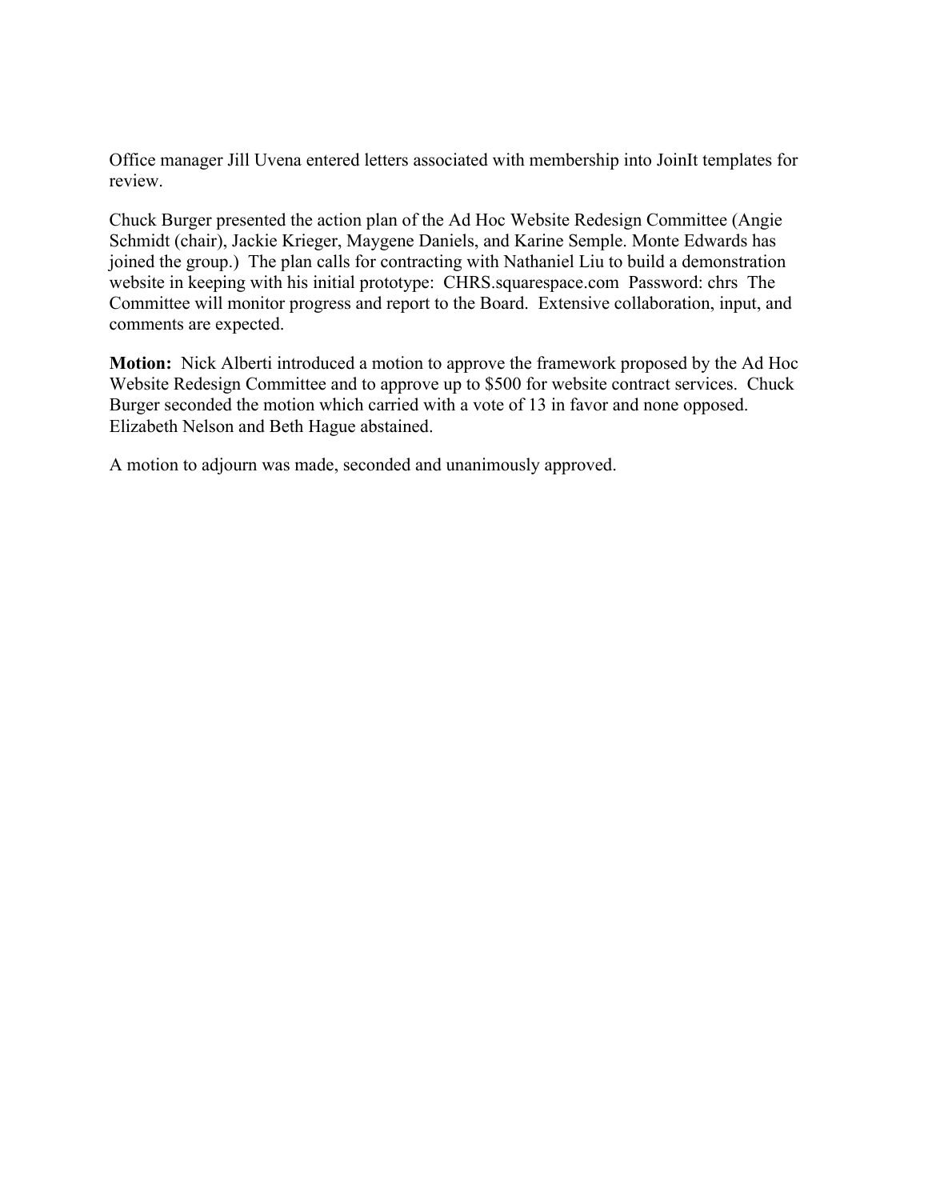Office manager Jill Uvena entered letters associated with membership into JoinIt templates for review.

Chuck Burger presented the action plan of the Ad Hoc Website Redesign Committee (Angie Schmidt (chair), Jackie Krieger, Maygene Daniels, and Karine Semple. Monte Edwards has joined the group.) The plan calls for contracting with Nathaniel Liu to build a demonstration website in keeping with his initial prototype: CHRS.squarespace.com Password: chrs The Committee will monitor progress and report to the Board. Extensive collaboration, input, and comments are expected.

**Motion:** Nick Alberti introduced a motion to approve the framework proposed by the Ad Hoc Website Redesign Committee and to approve up to $500 for website contract services. Chuck Burger seconded the motion which carried with a vote of 13 in favor and none opposed. Elizabeth Nelson and Beth Hague abstained.

A motion to adjourn was made, seconded and unanimously approved.